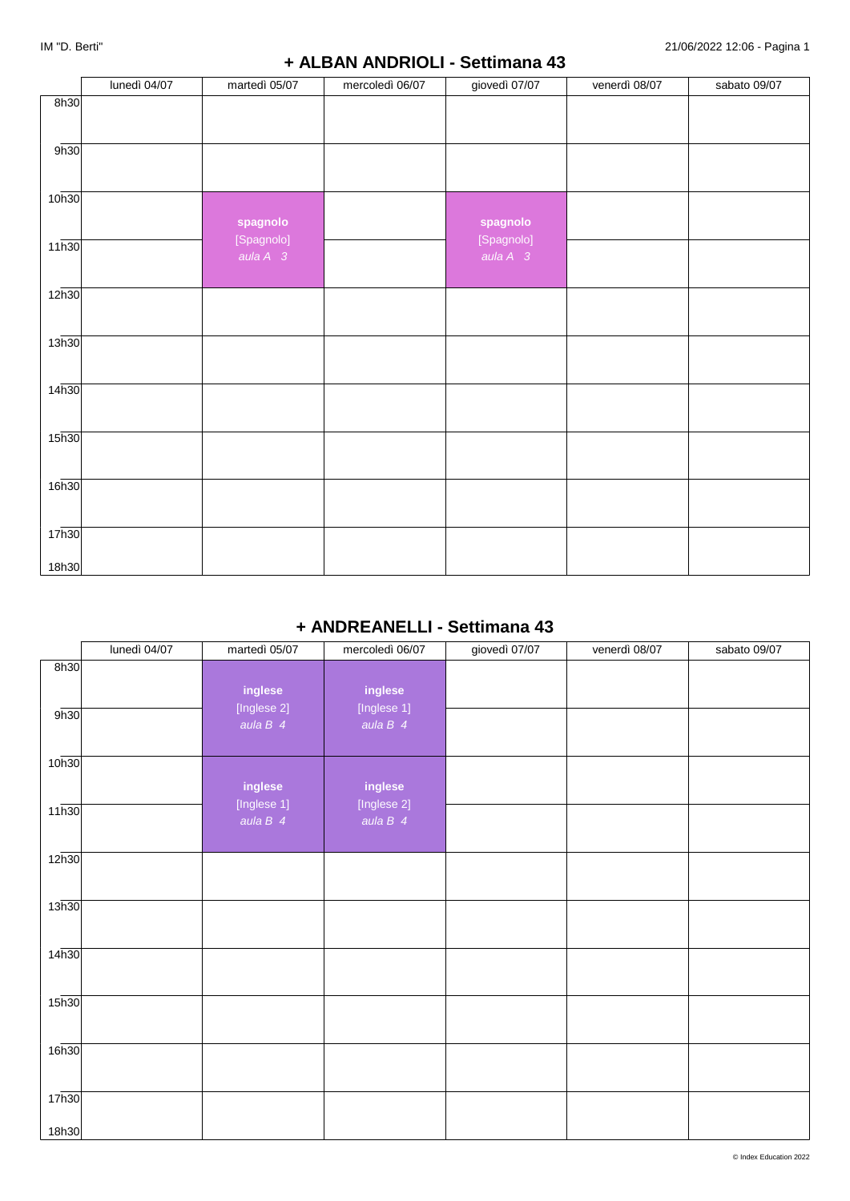## + ALBAN ANDRIOLI - Settimana 43

| | lunedì 04/07 | martedì 05/07 | mercoledì 06/07 | giovedì 07/07 | venerdì 08/07 | sabato 09/07 |
|---|---|---|---|---|---|---|
| 8h30 | | | | | | |
| 9h30 | | | | | | |
| 10h30 | | **spagnolo** [Spagnolo] *aula A 3* | | **spagnolo** [Spagnolo] *aula A 3* | | |
| 11h30 | | | | | | |
| 12h30 | | | | | | |
| 13h30 | | | | | | |
| 14h30 | | | | | | |
| 15h30 | | | | | | |
| 16h30 | | | | | | |
| 17h30 | | | | | | |
| 18h30 | | | | | | |

## + ANDREANELLI - Settimana 43

| | lunedì 04/07 | martedì 05/07 | mercoledì 06/07 | giovedì 07/07 | venerdì 08/07 | sabato 09/07 |
|---|---|---|---|---|---|---|
| 8h30 | | **inglese** [Inglese 2] *aula B 4* | **inglese** [Inglese 1] *aula B 4* | | | |
| 9h30 | | | | | | |
| 10h30 | | **inglese** [Inglese 1] *aula B 4* | **inglese** [Inglese 2] *aula B 4* | | | |
| 11h30 | | | | | | |
| 12h30 | | | | | | |
| 13h30 | | | | | | |
| 14h30 | | | | | | |
| 15h30 | | | | | | |
| 16h30 | | | | | | |
| 17h30 | | | | | | |
| 18h30 | | | | | | |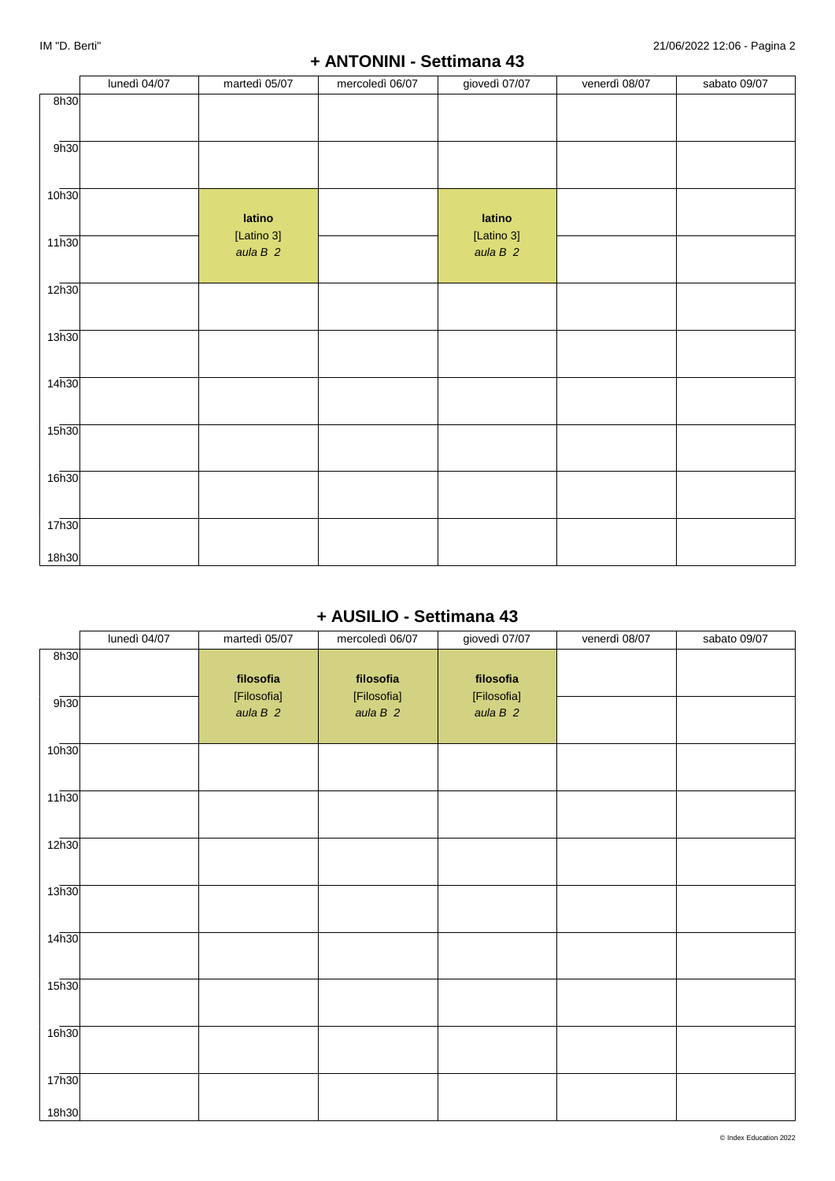## + ANTONINI - Settimana 43

| | lunedì 04/07 | martedì 05/07 | mercoledì 06/07 | giovedì 07/07 | venerdì 08/07 | sabato 09/07 |
|---|---|---|---|---|---|---|
| 8h30 | | | | | | |
| 9h30 | | | | | | |
| 10h30 | | **latino** [Latino 3] *aula B 2* | | **latino** [Latino 3] *aula B 2* | | |
| 11h30 | | | | | | |
| 12h30 | | | | | | |
| 13h30 | | | | | | |
| 14h30 | | | | | | |
| 15h30 | | | | | | |
| 16h30 | | | | | | |
| 17h30 | | | | | | |
| 18h30 | | | | | | |

## + AUSILIO - Settimana 43

| | lunedì 04/07 | martedì 05/07 | mercoledì 06/07 | giovedì 07/07 | venerdì 08/07 | sabato 09/07 |
|---|---|---|---|---|---|---|
| 8h30 | | **filosofia** [Filosofia] *aula B 2* | **filosofia** [Filosofia] *aula B 2* | **filosofia** [Filosofia] *aula B 2* | | |
| 9h30 | | | | | | |
| 10h30 | | | | | | |
| 11h30 | | | | | | |
| 12h30 | | | | | | |
| 13h30 | | | | | | |
| 14h30 | | | | | | |
| 15h30 | | | | | | |
| 16h30 | | | | | | |
| 17h30 | | | | | | |
| 18h30 | | | | | | |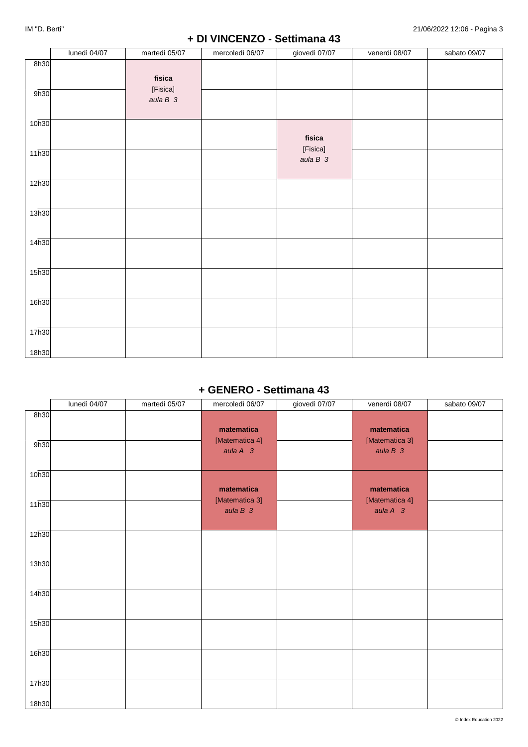## + DI VINCENZO - Settimana 43

| | lunedì 04/07 | martedì 05/07 | mercoledì 06/07 | giovedì 07/07 | venerdì 08/07 | sabato 09/07 |
|---|---|---|---|---|---|---|
| 8h30 | | **fisica** [Fisica] *aula B 3* | | | | |
| 9h30 | | | | | | |
| 10h30 | | | | **fisica** [Fisica] *aula B 3* | | |
| 11h30 | | | | | | |
| 12h30 | | | | | | |
| 13h30 | | | | | | |
| 14h30 | | | | | | |
| 15h30 | | | | | | |
| 16h30 | | | | | | |
| 17h30 | | | | | | |
| 18h30 | | | | | | |

## + GENERO - Settimana 43

| | lunedì 04/07 | martedì 05/07 | mercoledì 06/07 | giovedì 07/07 | venerdì 08/07 | sabato 09/07 |
|---|---|---|---|---|---|---|
| 8h30 | | | **matematica** [Matematica 4] *aula A 3* | | **matematica** [Matematica 3] *aula B 3* | |
| 9h30 | | | | | | |
| 10h30 | | | **matematica** [Matematica 3] *aula B 3* | | **matematica** [Matematica 4] *aula A 3* | |
| 11h30 | | | | | | |
| 12h30 | | | | | | |
| 13h30 | | | | | | |
| 14h30 | | | | | | |
| 15h30 | | | | | | |
| 16h30 | | | | | | |
| 17h30 | | | | | | |
| 18h30 | | | | | | |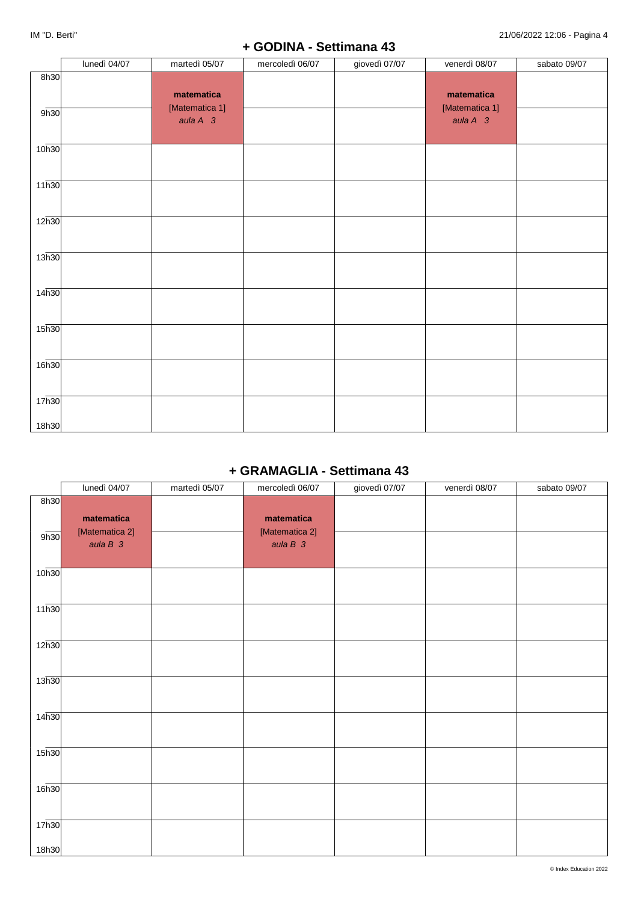## + GODINA - Settimana 43

| | lunedì 04/07 | martedì 05/07 | mercoledì 06/07 | giovedì 07/07 | venerdì 08/07 | sabato 09/07 |
|---|---|---|---|---|---|---|
| 8h30 | | **matematica** [Matematica 1] *aula A 3* | | | **matematica** [Matematica 1] *aula A 3* | |
| 9h30 | | | | | | |
| 10h30 | | | | | | |
| 11h30 | | | | | | |
| 12h30 | | | | | | |
| 13h30 | | | | | | |
| 14h30 | | | | | | |
| 15h30 | | | | | | |
| 16h30 | | | | | | |
| 17h30 | | | | | | |
| 18h30 | | | | | | |

## + GRAMAGLIA - Settimana 43

| | lunedì 04/07 | martedì 05/07 | mercoledì 06/07 | giovedì 07/07 | venerdì 08/07 | sabato 09/07 |
|---|---|---|---|---|---|---|
| 8h30 | **matematica** [Matematica 2] *aula B 3* | | **matematica** [Matematica 2] *aula B 3* | | | |
| 9h30 | | | | | | |
| 10h30 | | | | | | |
| 11h30 | | | | | | |
| 12h30 | | | | | | |
| 13h30 | | | | | | |
| 14h30 | | | | | | |
| 15h30 | | | | | | |
| 16h30 | | | | | | |
| 17h30 | | | | | | |
| 18h30 | | | | | | |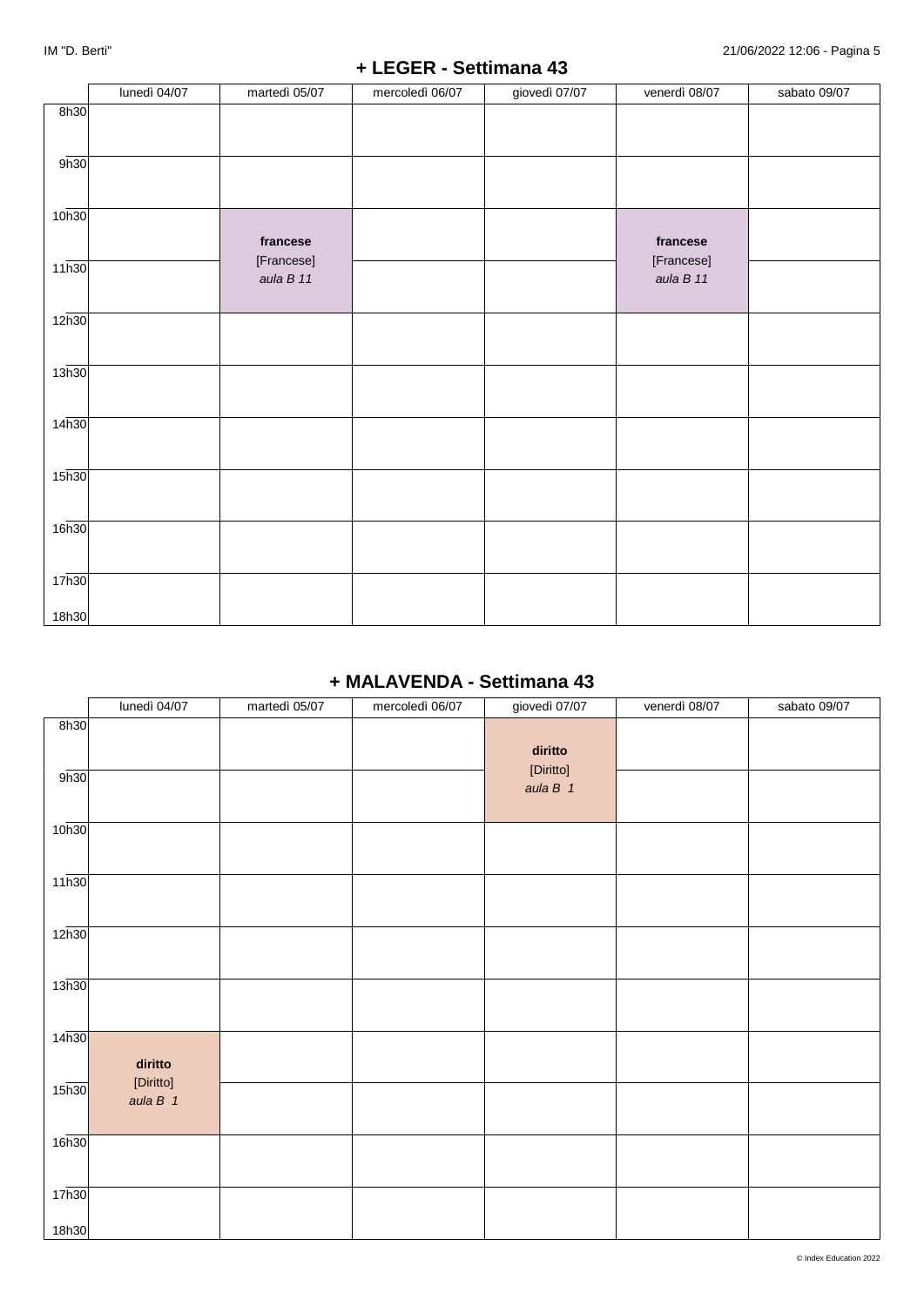## + LEGER - Settimana 43

| | lunedì 04/07 | martedì 05/07 | mercoledì 06/07 | giovedì 07/07 | venerdì 08/07 | sabato 09/07 |
|---|---|---|---|---|---|---|
| 8h30 | | | | | | |
| 9h30 | | | | | | |
| 10h30 | | **francese** [Francese] *aula B 11* | | | **francese** [Francese] *aula B 11* | |
| 11h30 | | | | | | |
| 12h30 | | | | | | |
| 13h30 | | | | | | |
| 14h30 | | | | | | |
| 15h30 | | | | | | |
| 16h30 | | | | | | |
| 17h30 | | | | | | |
| 18h30 | | | | | | |

## + MALAVENDA - Settimana 43

| | lunedì 04/07 | martedì 05/07 | mercoledì 06/07 | giovedì 07/07 | venerdì 08/07 | sabato 09/07 |
|---|---|---|---|---|---|---|
| 8h30 | | | | **diritto** [Diritto] *aula B 1* | | |
| 9h30 | | | | | | |
| 10h30 | | | | | | |
| 11h30 | | | | | | |
| 12h30 | | | | | | |
| 13h30 | | | | | | |
| 14h30 | **diritto** [Diritto] *aula B 1* | | | | | |
| 15h30 | | | | | | |
| 16h30 | | | | | | |
| 17h30 | | | | | | |
| 18h30 | | | | | | |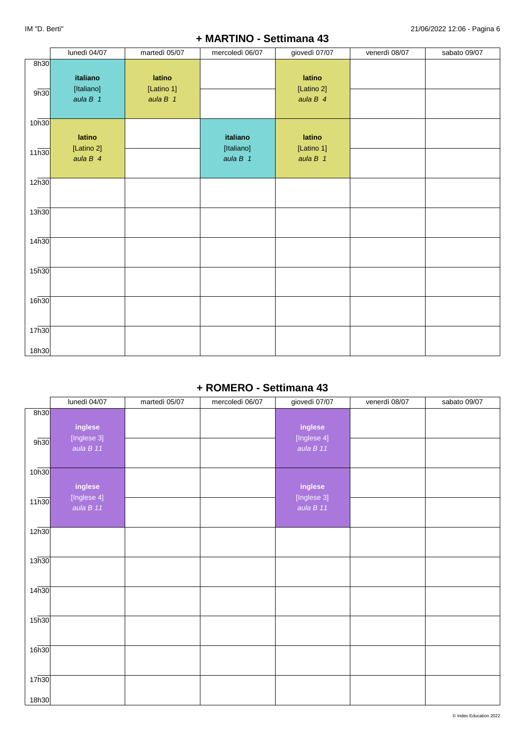## + MARTINO - Settimana 43

| | lunedì 04/07 | martedì 05/07 | mercoledì 06/07 | giovedì 07/07 | venerdì 08/07 | sabato 09/07 |
|---|---|---|---|---|---|---|
| 8h30 - 10h30 | **italiano** [Italiano] *aula B 1* | **latino** [Latino 1] *aula B 1* | | **latino** [Latino 2] *aula B 4* | | |
| 10h30 - 12h30 | **latino** [Latino 2] *aula B 4* | | **italiano** [Italiano] *aula B 1* | **latino** [Latino 1] *aula B 1* | | |
| 12h30 | | | | | | |
| 13h30 | | | | | | |
| 14h30 | | | | | | |
| 15h30 | | | | | | |
| 16h30 | | | | | | |
| 17h30 - 18h30 | | | | | | |

## + ROMERO - Settimana 43

| | lunedì 04/07 | martedì 05/07 | mercoledì 06/07 | giovedì 07/07 | venerdì 08/07 | sabato 09/07 |
|---|---|---|---|---|---|---|
| 8h30 - 10h30 | **inglese** [Inglese 3] *aula B 11* | | | **inglese** [Inglese 4] *aula B 11* | | |
| 10h30 - 12h30 | **inglese** [Inglese 4] *aula B 11* | | | **inglese** [Inglese 3] *aula B 11* | | |
| 12h30 | | | | | | |
| 13h30 | | | | | | |
| 14h30 | | | | | | |
| 15h30 | | | | | | |
| 16h30 | | | | | | |
| 17h30 - 18h30 | | | | | | |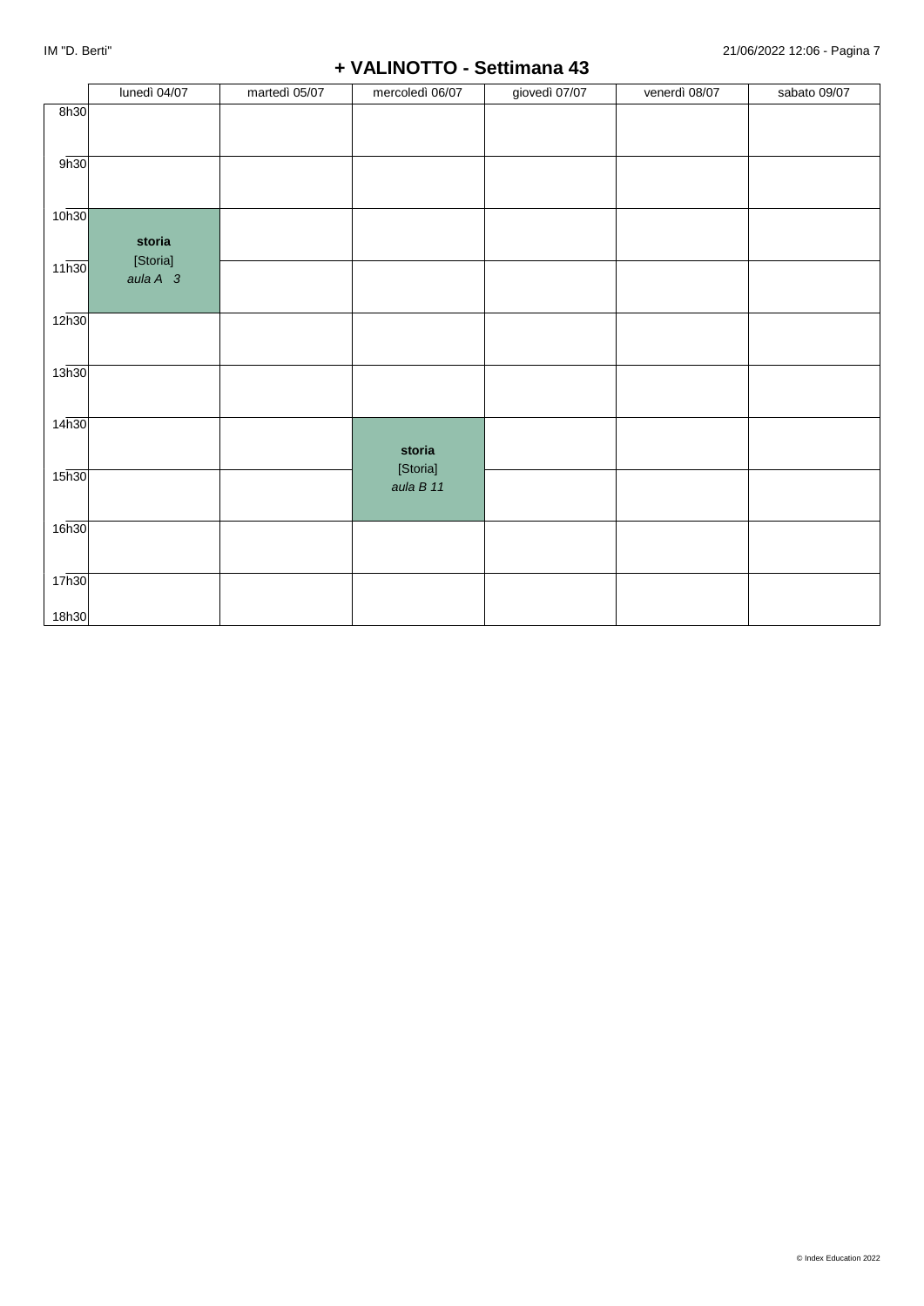# + VALINOTTO - Settimana 43

| | lunedì 04/07 | martedì 05/07 | mercoledì 06/07 | giovedì 07/07 | venerdì 08/07 | sabato 09/07 |
|---|---|---|---|---|---|---|
| 8h30 | | | | | | |
| 9h30 | | | | | | |
| 10h30 | **storia** [Storia] *aula A 3* | | | | | |
| 11h30 | | | | | | |
| 12h30 | | | | | | |
| 13h30 | | | | | | |
| 14h30 | | | **storia** [Storia] *aula B 11* | | | |
| 15h30 | | | | | | |
| 16h30 | | | | | | |
| 17h30 | | | | | | |
| 18h30 | | | | | | |

© Index Education 2022